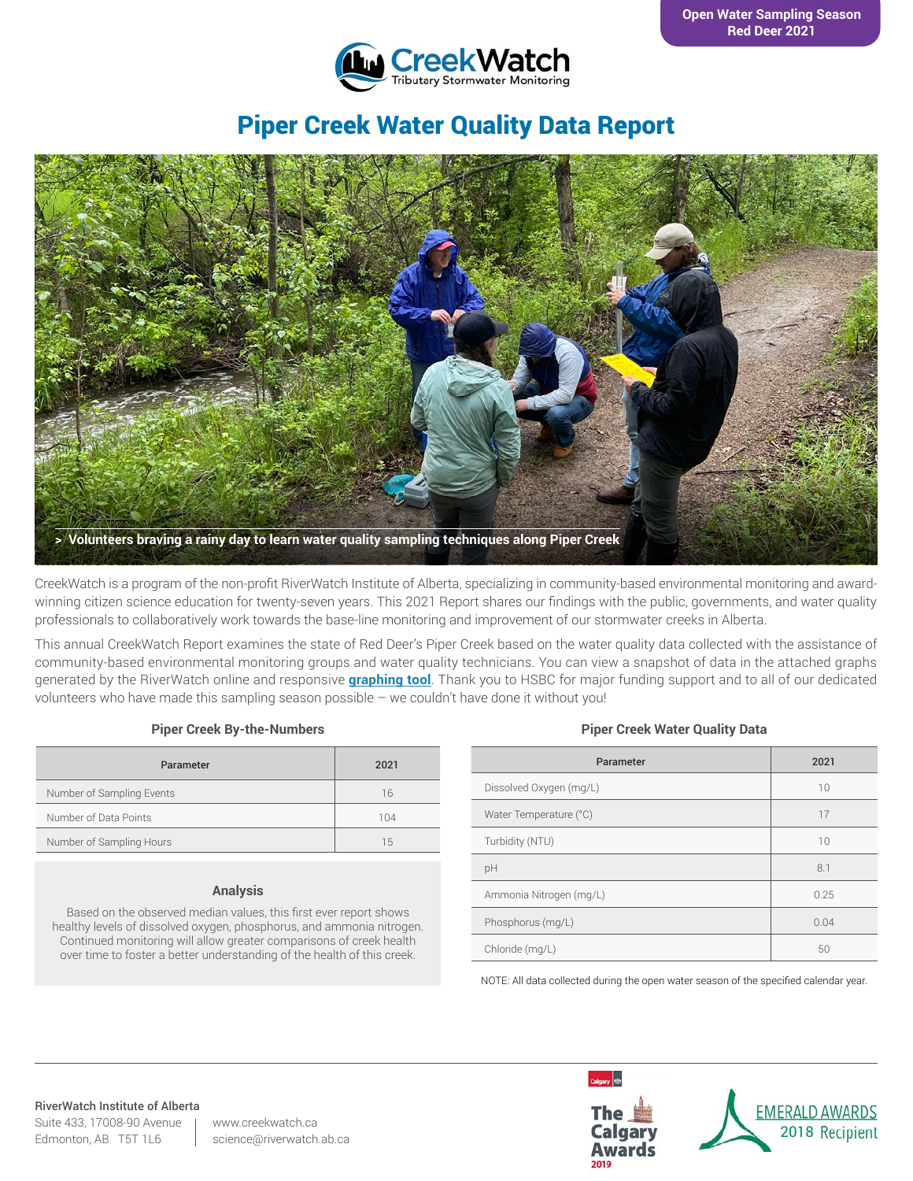Open Water Sampling Season
Red Deer 2021

CreekWatch
Tributary Stormwater Monitoring

# Piper Creek Water Quality Data Report

> Volunteers braving a rainy day to learn water quality sampling techniques along Piper Creek

CreekWatch is a program of the non-profit RiverWatch Institute of Alberta, specializing in community-based environmental monitoring and award-winning citizen science education for twenty-seven years. This 2021 Report shares our findings with the public, governments, and water quality professionals to collaboratively work towards the base-line monitoring and improvement of our stormwater creeks in Alberta.

This annual CreekWatch Report examines the state of Red Deer's Piper Creek based on the water quality data collected with the assistance of community-based environmental monitoring groups and water quality technicians. You can view a snapshot of data in the attached graphs generated by the RiverWatch online and responsive **graphing tool**. Thank you to HSBC for major funding support and to all of our dedicated volunteers who have made this sampling season possible – we couldn't have done it without you!

### Piper Creek By-the-Numbers

| Parameter | 2021 |
|---|---|
| Number of Sampling Events | 16 |
| Number of Data Points | 104 |
| Number of Sampling Hours | 15 |

### Analysis

Based on the observed median values, this first ever report shows healthy levels of dissolved oxygen, phosphorus, and ammonia nitrogen. Continued monitoring will allow greater comparisons of creek health over time to foster a better understanding of the health of this creek.

### Piper Creek Water Quality Data

| Parameter | 2021 |
|---|---|
| Dissolved Oxygen (mg/L) | 10 |
| Water Temperature (°C) | 17 |
| Turbidity (NTU) | 10 |
| pH | 8.1 |
| Ammonia Nitrogen (mg/L) | 0.25 |
| Phosphorus (mg/L) | 0.04 |
| Chloride (mg/L) | 50 |

NOTE: All data collected during the open water season of the specified calendar year.

**RiverWatch Institute of Alberta**
Suite 433, 17008-90 Avenue
Edmonton, AB T5T 1L6

www.creekwatch.ca
science@riverwatch.ab.ca

The Calgary Awards 2019

EMERALD AWARDS 2018 Recipient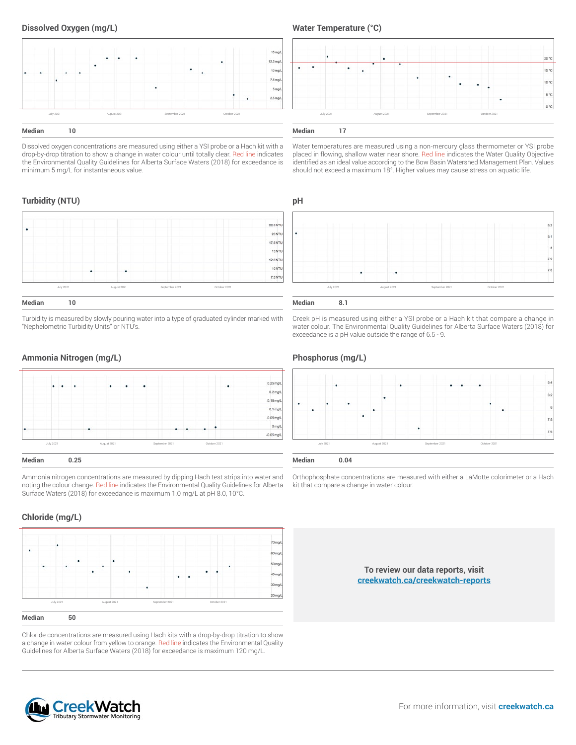## Dissolved Oxygen (mg/L)

15 mg/L
12.5 mg/L
10 mg/L
7.5 mg/L
5 mg/L
2.5 mg/L

July 2021
August 2021
September 2021
October 2021

**Median** **10**

Dissolved oxygen concentrations are measured using either a YSI probe or a Hach kit with a drop-by-drop titration to show a change in water colour until totally clear. Red line indicates the Environmental Quality Guidelines for Alberta Surface Waters (2018) for exceedance is minimum 5 mg/L for instantaneous value.

## Water Temperature (°C)

20 °C
15 °C
10 °C
5 °C
0 °C

July 2021
August 2021
September 2021
October 2021

**Median** **17**

Water temperatures are measured using a non-mercury glass thermometer or YSI probe placed in flowing, shallow water near shore. Red line indicates the Water Quality Objective identified as an ideal value according to the Bow Basin Watershed Management Plan. Values should not exceed a maximum 18°. Higher values may cause stress on aquatic life.

## Turbidity (NTU)

22.5 NTU
20 NTU
17.5 NTU
15 NTU
12.5 NTU
10 NTU
7.5 NTU

July 2021
August 2021
September 2021
October 2021

**Median** **10**

Turbidity is measured by slowly pouring water into a type of graduated cylinder marked with "Nephelometric Turbidity Units" or NTU's.

## pH

8.2
8.1
8
7.9
7.8

July 2021
August 2021
September 2021
October 2021

**Median** **8.1**

Creek pH is measured using either a YSI probe or a Hach kit that compare a change in water colour. The Environmental Quality Guidelines for Alberta Surface Waters (2018) for exceedance is a pH value outside the range of 6.5 - 9.

## Ammonia Nitrogen (mg/L)

0.25 mg/L
0.2 mg/L
0.15 mg/L
0.1 mg/L
0.05 mg/L
0 mg/L
-0.05 mg/L

July 2021
August 2021
September 2021
October 2021

**Median** **0.25**

Ammonia nitrogen concentrations are measured by dipping Hach test strips into water and noting the colour change. Red line indicates the Environmental Quality Guidelines for Alberta Surface Waters (2018) for exceedance is maximum 1.0 mg/L at pH 8.0, 10°C.

## Phosphorus (mg/L)

8.4
8.2
8
7.8
7.6

July 2021
August 2021
September 2021
October 2021

**Median** **0.04**

Orthophosphate concentrations are measured with either a LaMotte colorimeter or a Hach kit that compare a change in water colour.

## Chloride (mg/L)

70 mg/L
60 mg/L
50 mg/L
40 mg/L
30 mg/L
20 mg/L

July 2021
August 2021
September 2021
October 2021

**Median** **50**

Chloride concentrations are measured using Hach kits with a drop-by-drop titration to show a change in water colour from yellow to orange. Red line indicates the Environmental Quality Guidelines for Alberta Surface Waters (2018) for exceedance is maximum 120 mg/L.

**To review our data reports, visit [creekwatch.ca/creekwatch-reports](creekwatch.ca/creekwatch-reports)**

CreekWatch
Tributary Stormwater Monitoring

For more information, visit **[creekwatch.ca](creekwatch.ca)**